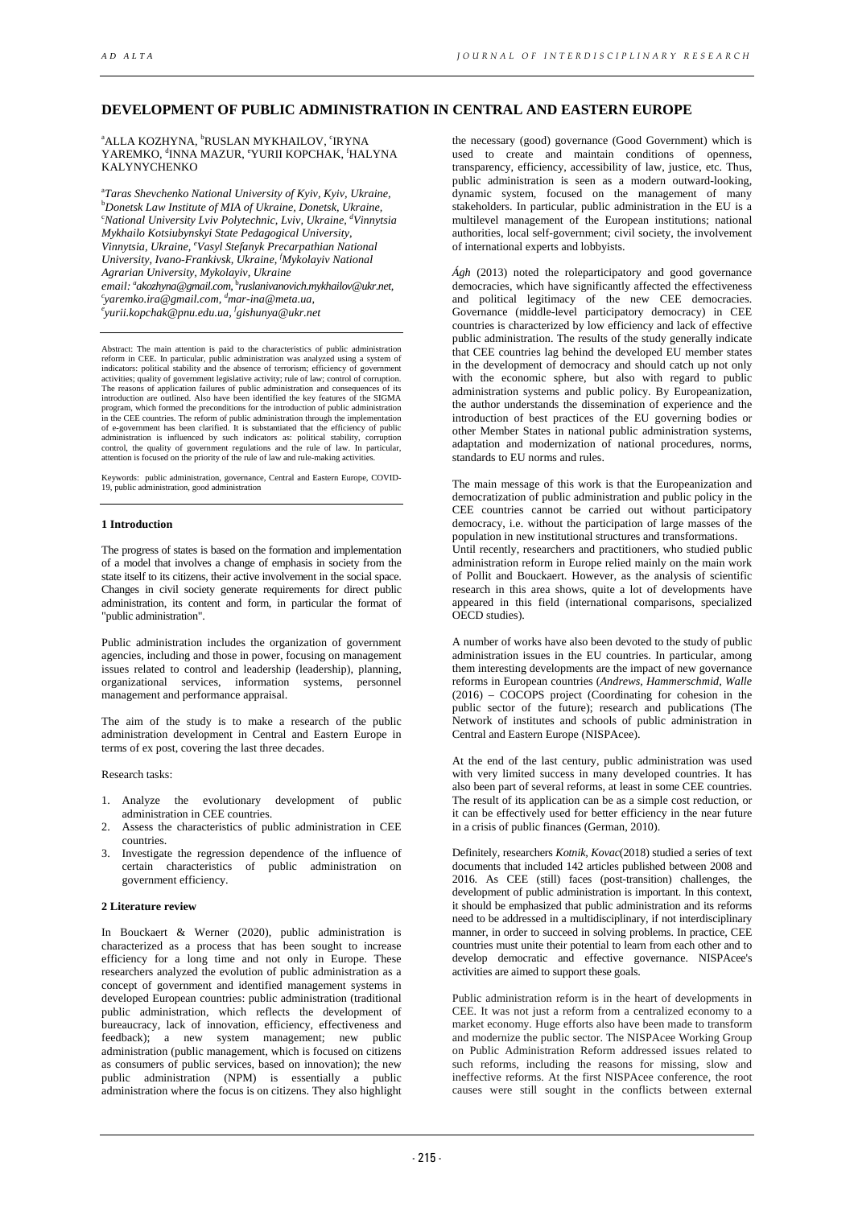# DEVELOPMENT OF PUBLIC ADMINISTRATION IN CENTRAL AND EASTERN EUROPE

[a]ALLA KOZHYNA, [b]RUSLAN MYKHAILOV, [c]IRYNA YAREMKO, [d]INNA MAZUR, [e]YURII KOPCHAK, [f]HALYNA KALYNYCHENKO

*[a]Taras Shevchenko National University of Kyiv, Kyiv, Ukraine, [b]Donetsk Law Institute of MIA of Ukraine, Donetsk, Ukraine, [c]National University Lviv Polytechnic, Lviv, Ukraine, [d]Vinnytsia Mykhailo Kotsiubynskyi State Pedagogical University, Vinnytsia, Ukraine, [e]Vasyl Stefanyk Precarpathian National University, Ivano-Frankivsk, Ukraine, [f]Mykolayiv National Agrarian University, Mykolayiv, Ukraine*
*email: [a]akozhyna@gmail.com, [b]ruslanivanovich.mykhailov@ukr.net, [c]yaremko.ira@gmail.com, [d]mar-ina@meta.ua, [e]yurii.kopchak@pnu.edu.ua, [f]gishunya@ukr.net*

Abstract: The main attention is paid to the characteristics of public administration reform in CEE. In particular, public administration was analyzed using a system of indicators: political stability and the absence of terrorism; efficiency of government activities; quality of government legislative activity; rule of law; control of corruption. The reasons of application failures of public administration and consequences of its introduction are outlined. Also have been identified the key features of the SIGMA program, which formed the preconditions for the introduction of public administration in the CEE countries. The reform of public administration through the implementation of e-government has been clarified. It is substantiated that the efficiency of public administration is influenced by such indicators as: political stability, corruption control, the quality of government regulations and the rule of law. In particular, attention is focused on the priority of the rule of law and rule-making activities.

Keywords: public administration, governance, Central and Eastern Europe, COVID-19, public administration, good administration

## 1 Introduction

The progress of states is based on the formation and implementation of a model that involves a change of emphasis in society from the state itself to its citizens, their active involvement in the social space. Changes in civil society generate requirements for direct public administration, its content and form, in particular the format of "public administration".

Public administration includes the organization of government agencies, including and those in power, focusing on management issues related to control and leadership (leadership), planning, organizational services, information systems, personnel management and performance appraisal.

The aim of the study is to make a research of the public administration development in Central and Eastern Europe in terms of ex post, covering the last three decades.

Research tasks:

1. Analyze the evolutionary development of public administration in CEE countries.
2. Assess the characteristics of public administration in CEE countries.
3. Investigate the regression dependence of the influence of certain characteristics of public administration on government efficiency.

## 2 Literature review

In Bouckaert & Werner (2020), public administration is characterized as a process that has been sought to increase efficiency for a long time and not only in Europe. These researchers analyzed the evolution of public administration as a concept of government and identified management systems in developed European countries: public administration (traditional public administration, which reflects the development of bureaucracy, lack of innovation, efficiency, effectiveness and feedback); a new system management; new public administration (public management, which is focused on citizens as consumers of public services, based on innovation); the new public administration (NPM) is essentially a public administration where the focus is on citizens. They also highlight the necessary (good) governance (Good Government) which is used to create and maintain conditions of openness, transparency, efficiency, accessibility of law, justice, etc. Thus, public administration is seen as a modern outward-looking, dynamic system, focused on the management of many stakeholders. In particular, public administration in the EU is a multilevel management of the European institutions; national authorities, local self-government; civil society, the involvement of international experts and lobbyists.

*Ágh* (2013) noted the roleparticipatory and good governance democracies, which have significantly affected the effectiveness and political legitimacy of the new CEE democracies. Governance (middle-level participatory democracy) in CEE countries is characterized by low efficiency and lack of effective public administration. The results of the study generally indicate that CEE countries lag behind the developed EU member states in the development of democracy and should catch up not only with the economic sphere, but also with regard to public administration systems and public policy. By Europeanization, the author understands the dissemination of experience and the introduction of best practices of the EU governing bodies or other Member States in national public administration systems, adaptation and modernization of national procedures, norms, standards to EU norms and rules.

The main message of this work is that the Europeanization and democratization of public administration and public policy in the CEE countries cannot be carried out without participatory democracy, i.e. without the participation of large masses of the population in new institutional structures and transformations.
Until recently, researchers and practitioners, who studied public administration reform in Europe relied mainly on the main work of Pollit and Bouckaert. However, as the analysis of scientific research in this area shows, quite a lot of developments have appeared in this field (international comparisons, specialized OECD studies).

A number of works have also been devoted to the study of public administration issues in the EU countries. In particular, among them interesting developments are the impact of new governance reforms in European countries (*Andrews, Hammerschmid, Walle* (2016) – COCOPS project (Coordinating for cohesion in the public sector of the future); research and publications (The Network of institutes and schools of public administration in Central and Eastern Europe (NISPAcee).

At the end of the last century, public administration was used with very limited success in many developed countries. It has also been part of several reforms, at least in some CEE countries. The result of its application can be as a simple cost reduction, or it can be effectively used for better efficiency in the near future in a crisis of public finances (German, 2010).

Definitely, researchers *Kotnik, Kovac*(2018) studied a series of text documents that included 142 articles published between 2008 and 2016. As CEE (still) faces (post-transition) challenges, the development of public administration is important. In this context, it should be emphasized that public administration and its reforms need to be addressed in a multidisciplinary, if not interdisciplinary manner, in order to succeed in solving problems. In practice, CEE countries must unite their potential to learn from each other and to develop democratic and effective governance. NISPAcee's activities are aimed to support these goals.

Public administration reform is in the heart of developments in CEE. It was not just a reform from a centralized economy to a market economy. Huge efforts also have been made to transform and modernize the public sector. The NISPAcee Working Group on Public Administration Reform addressed issues related to such reforms, including the reasons for missing, slow and ineffective reforms. At the first NISPAcee conference, the root causes were still sought in the conflicts between external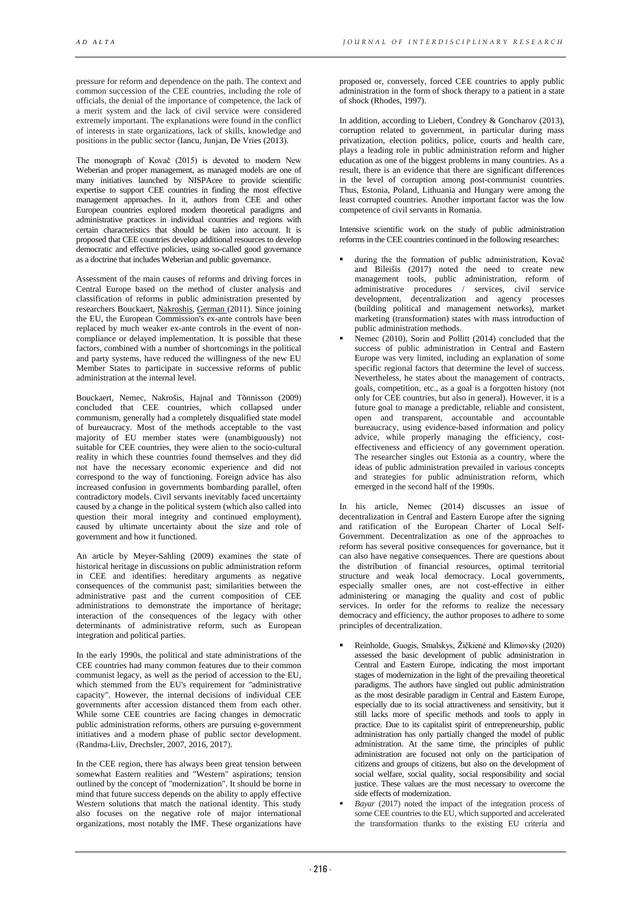pressure for reform and dependence on the path. The context and common succession of the CEE countries, including the role of officials, the denial of the importance of competence, the lack of a merit system and the lack of civil service were considered extremely important. The explanations were found in the conflict of interests in state organizations, lack of skills, knowledge and positions in the public sector (Iancu, Junjan, De Vries (2013).

The monograph of Kovač (2015) is devoted to modern New Weberian and proper management, as managed models are one of many initiatives launched by NISPAcee to provide scientific expertise to support CEE countries in finding the most effective management approaches. In it, authors from CEE and other European countries explored modern theoretical paradigms and administrative practices in individual countries and regions with certain characteristics that should be taken into account. It is proposed that CEE countries develop additional resources to develop democratic and effective policies, using so-called good governance as a doctrine that includes Weberian and public governance.

Assessment of the main causes of reforms and driving forces in Central Europe based on the method of cluster analysis and classification of reforms in public administration presented by researchers Bouckaert, Nakroshis, German (2011). Since joining the EU, the European Commission's ex-ante controls have been replaced by much weaker ex-ante controls in the event of non-compliance or delayed implementation. It is possible that these factors, combined with a number of shortcomings in the political and party systems, have reduced the willingness of the new EU Member States to participate in successive reforms of public administration at the internal level.

Bouckaert, Nemec, Nakrošis, Hajnal and Tõnnisson (2009) concluded that CEE countries, which collapsed under communism, generally had a completely disqualified state model of bureaucracy. Most of the methods acceptable to the vast majority of EU member states were (unambiguously) not suitable for CEE countries, they were alien to the socio-cultural reality in which these countries found themselves and they did not have the necessary economic experience and did not correspond to the way of functioning. Foreign advice has also increased confusion in governments bombarding parallel, often contradictory models. Civil servants inevitably faced uncertainty caused by a change in the political system (which also called into question their moral integrity and continued employment), caused by ultimate uncertainty about the size and role of government and how it functioned.

An article by Meyer-Sahling (2009) examines the state of historical heritage in discussions on public administration reform in CEE and identifies: hereditary arguments as negative consequences of the communist past; similarities between the administrative past and the current composition of CEE administrations to demonstrate the importance of heritage; interaction of the consequences of the legacy with other determinants of administrative reform, such as European integration and political parties.

In the early 1990s, the political and state administrations of the CEE countries had many common features due to their common communist legacy, as well as the period of accession to the EU, which stemmed from the EU's requirement for "administrative capacity". However, the internal decisions of individual CEE governments after accession distanced them from each other. While some CEE countries are facing changes in democratic public administration reforms, others are pursuing e-government initiatives and a modern phase of public sector development. (Randma-Liiv, Drechsler, 2007, 2016, 2017).

In the CEE region, there has always been great tension between somewhat Eastern realities and "Western" aspirations; tension outlined by the concept of "modernization". It should be borne in mind that future success depends on the ability to apply effective Western solutions that match the national identity. This study also focuses on the negative role of major international organizations, most notably the IMF. These organizations have proposed or, conversely, forced CEE countries to apply public administration in the form of shock therapy to a patient in a state of shock (Rhodes, 1997).

In addition, according to Liebert, Condrey & Goncharov (2013), corruption related to government, in particular during mass privatization, election politics, police, courts and health care, plays a leading role in public administration reform and higher education as one of the biggest problems in many countries. As a result, there is an evidence that there are significant differences in the level of corruption among post-communist countries. Thus, Estonia, Poland, Lithuania and Hungary were among the least corrupted countries. Another important factor was the low competence of civil servants in Romania.

Intensive scientific work on the study of public administration reforms in the CEE countries continued in the following researches:

- during the the formation of public administration, Kovač and Bileišis (2017) noted the need to create new management tools, public administration, reform of administrative procedures / services, civil service development, decentralization and agency processes (building political and management networks), market marketing (transformation) states with mass introduction of public administration methods.
- Nemec (2010), Sorin and Pollitt (2014) concluded that the success of public administration in Central and Eastern Europe was very limited, including an explanation of some specific regional factors that determine the level of success. Nevertheless, he states about the management of contracts, goals, competition, etc., as a goal is a forgotten history (not only for CEE countries, but also in general). However, it is a future goal to manage a predictable, reliable and consistent, open and transparent, accountable and accountable bureaucracy, using evidence-based information and policy advice, while properly managing the efficiency, cost-effectiveness and efficiency of any government operation. The researcher singles out Estonia as a country, where the ideas of public administration prevailed in various concepts and strategies for public administration reform, which emerged in the second half of the 1990s.

In his article, Nemec (2014) discusses an issue of decentralization in Central and Eastern Europe after the signing and ratification of the European Charter of Local Self-Government. Decentralization as one of the approaches to reform has several positive consequences for governance, but it can also have negative consequences. There are questions about the distribution of financial resources, optimal territorial structure and weak local democracy. Local governments, especially smaller ones, are not cost-effective in either administering or managing the quality and cost of public services. In order for the reforms to realize the necessary democracy and efficiency, the author proposes to adhere to some principles of decentralization.

- Reinholde, Guogis, Smalskys, Žičkienė and Klimovsky (2020) assessed the basic development of public administration in Central and Eastern Europe, indicating the most important stages of modernization in the light of the prevailing theoretical paradigms. The authors have singled out public administration as the most desirable paradigm in Central and Eastern Europe, especially due to its social attractiveness and sensitivity, but it still lacks more of specific methods and tools to apply in practice. Due to its capitalist spirit of entrepreneurship, public administration has only partially changed the model of public administration. At the same time, the principles of public administration are focused not only on the participation of citizens and groups of citizens, but also on the development of social welfare, social quality, social responsibility and social justice. These values are the most necessary to overcome the side effects of modernization.
- *Bayar* (2017) noted the impact of the integration process of some CEE countries to the EU, which supported and accelerated the transformation thanks to the existing EU criteria and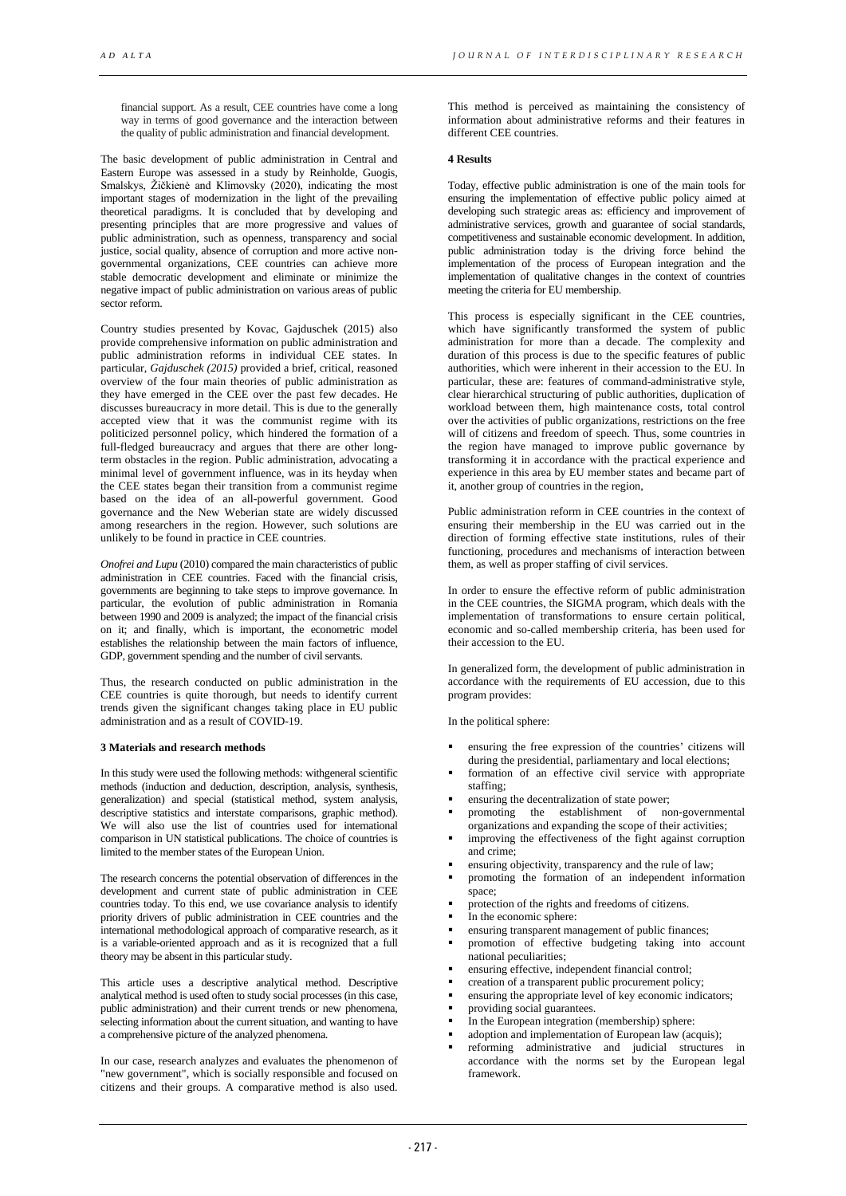financial support. As a result, CEE countries have come a long way in terms of good governance and the interaction between the quality of public administration and financial development.

The basic development of public administration in Central and Eastern Europe was assessed in a study by Reinholde, Guogis, Smalskys, Žičkienė and Klimovsky (2020), indicating the most important stages of modernization in the light of the prevailing theoretical paradigms. It is concluded that by developing and presenting principles that are more progressive and values of public administration, such as openness, transparency and social justice, social quality, absence of corruption and more active non-governmental organizations, CEE countries can achieve more stable democratic development and eliminate or minimize the negative impact of public administration on various areas of public sector reform.

Country studies presented by Kovac, Gajduschek (2015) also provide comprehensive information on public administration and public administration reforms in individual CEE states. In particular, *Gajduschek (2015)* provided a brief, critical, reasoned overview of the four main theories of public administration as they have emerged in the CEE over the past few decades. He discusses bureaucracy in more detail. This is due to the generally accepted view that it was the communist regime with its politicized personnel policy, which hindered the formation of a full-fledged bureaucracy and argues that there are other long-term obstacles in the region. Public administration, advocating a minimal level of government influence, was in its heyday when the CEE states began their transition from a communist regime based on the idea of an all-powerful government. Good governance and the New Weberian state are widely discussed among researchers in the region. However, such solutions are unlikely to be found in practice in CEE countries.

*Onofrei and Lupu* (2010) compared the main characteristics of public administration in CEE countries. Faced with the financial crisis, governments are beginning to take steps to improve governance. In particular, the evolution of public administration in Romania between 1990 and 2009 is analyzed; the impact of the financial crisis on it; and finally, which is important, the econometric model establishes the relationship between the main factors of influence, GDP, government spending and the number of civil servants.

Thus, the research conducted on public administration in the CEE countries is quite thorough, but needs to identify current trends given the significant changes taking place in EU public administration and as a result of COVID-19.

**3 Materials and research methods**

In this study were used the following methods: withgeneral scientific methods (induction and deduction, description, analysis, synthesis, generalization) and special (statistical method, system analysis, descriptive statistics and interstate comparisons, graphic method). We will also use the list of countries used for international comparison in UN statistical publications. The choice of countries is limited to the member states of the European Union.

The research concerns the potential observation of differences in the development and current state of public administration in CEE countries today. To this end, we use covariance analysis to identify priority drivers of public administration in CEE countries and the international methodological approach of comparative research, as it is a variable-oriented approach and as it is recognized that a full theory may be absent in this particular study.

This article uses a descriptive analytical method. Descriptive analytical method is used often to study social processes (in this case, public administration) and their current trends or new phenomena, selecting information about the current situation, and wanting to have a comprehensive picture of the analyzed phenomena.

In our case, research analyzes and evaluates the phenomenon of "new government", which is socially responsible and focused on citizens and their groups. A comparative method is also used. This method is perceived as maintaining the consistency of information about administrative reforms and their features in different CEE countries.

**4 Results**

Today, effective public administration is one of the main tools for ensuring the implementation of effective public policy aimed at developing such strategic areas as: efficiency and improvement of administrative services, growth and guarantee of social standards, competitiveness and sustainable economic development. In addition, public administration today is the driving force behind the implementation of the process of European integration and the implementation of qualitative changes in the context of countries meeting the criteria for EU membership.

This process is especially significant in the CEE countries, which have significantly transformed the system of public administration for more than a decade. The complexity and duration of this process is due to the specific features of public authorities, which were inherent in their accession to the EU. In particular, these are: features of command-administrative style, clear hierarchical structuring of public authorities, duplication of workload between them, high maintenance costs, total control over the activities of public organizations, restrictions on the free will of citizens and freedom of speech. Thus, some countries in the region have managed to improve public governance by transforming it in accordance with the practical experience and experience in this area by EU member states and became part of it, another group of countries in the region,

Public administration reform in CEE countries in the context of ensuring their membership in the EU was carried out in the direction of forming effective state institutions, rules of their functioning, procedures and mechanisms of interaction between them, as well as proper staffing of civil services.

In order to ensure the effective reform of public administration in the CEE countries, the SIGMA program, which deals with the implementation of transformations to ensure certain political, economic and so-called membership criteria, has been used for their accession to the EU.

In generalized form, the development of public administration in accordance with the requirements of EU accession, due to this program provides:

In the political sphere:

- ensuring the free expression of the countries' citizens will during the presidential, parliamentary and local elections;
- formation of an effective civil service with appropriate staffing;
- ensuring the decentralization of state power;
- promoting the establishment of non-governmental organizations and expanding the scope of their activities;
- improving the effectiveness of the fight against corruption and crime;
- ensuring objectivity, transparency and the rule of law;
- promoting the formation of an independent information space;
- protection of the rights and freedoms of citizens.
- In the economic sphere:
- ensuring transparent management of public finances;
- promotion of effective budgeting taking into account national peculiarities;
- ensuring effective, independent financial control;
- creation of a transparent public procurement policy;
- ensuring the appropriate level of key economic indicators;
- providing social guarantees.
- In the European integration (membership) sphere:
- adoption and implementation of European law (acquis);
- reforming administrative and judicial structures in accordance with the norms set by the European legal framework.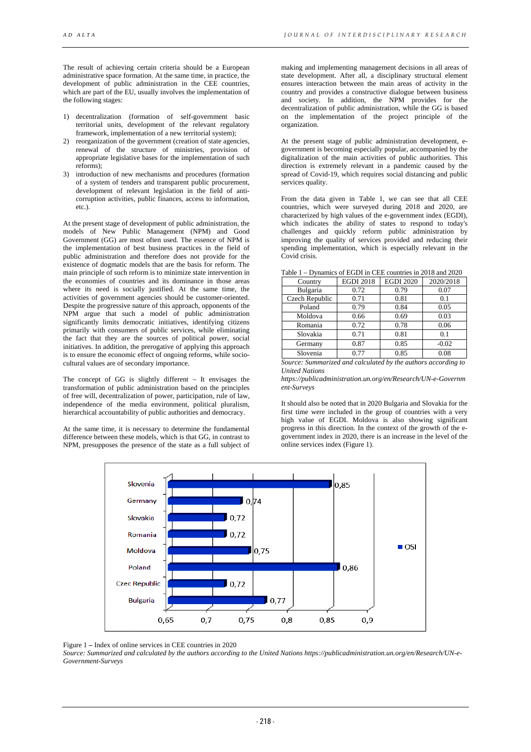The result of achieving certain criteria should be a European administrative space formation. At the same time, in practice, the development of public administration in the CEE countries, which are part of the EU, usually involves the implementation of the following stages:

1) decentralization (formation of self-government basic territorial units, development of the relevant regulatory framework, implementation of a new territorial system);
2) reorganization of the government (creation of state agencies, renewal of the structure of ministries, provision of appropriate legislative bases for the implementation of such reforms);
3) introduction of new mechanisms and procedures (formation of a system of tenders and transparent public procurement, development of relevant legislation in the field of anti-corruption activities, public finances, access to information, etc.).

At the present stage of development of public administration, the models of New Public Management (NPM) and Good Government (GG) are most often used. The essence of NPM is the implementation of best business practices in the field of public administration and therefore does not provide for the existence of dogmatic models that are the basis for reform. The main principle of such reform is to minimize state intervention in the economies of countries and its dominance in those areas where its need is socially justified. At the same time, the activities of government agencies should be customer-oriented. Despite the progressive nature of this approach, opponents of the NPM argue that such a model of public administration significantly limits democratic initiatives, identifying citizens primarily with consumers of public services, while eliminating the fact that they are the sources of political power, social initiatives. In addition, the prerogative of applying this approach is to ensure the economic effect of ongoing reforms, while socio-cultural values are of secondary importance.

The concept of GG is slightly different – It envisages the transformation of public administration based on the principles of free will, decentralization of power, participation, rule of law, independence of the media environment, political pluralism, hierarchical accountability of public authorities and democracy.

At the same time, it is necessary to determine the fundamental difference between these models, which is that GG, in contrast to NPM, presupposes the presence of the state as a full subject of making and implementing management decisions in all areas of state development. After all, a disciplinary structural element ensures interaction between the main areas of activity in the country and provides a constructive dialogue between business and society. In addition, the NPM provides for the decentralization of public administration, while the GG is based on the implementation of the project principle of the organization.

At the present stage of public administration development, e-government is becoming especially popular, accompanied by the digitalization of the main activities of public authorities. This direction is extremely relevant in a pandemic caused by the spread of Covid-19, which requires social distancing and public services quality.

From the data given in Table 1, we can see that all CEE countries, which were surveyed during 2018 and 2020, are characterized by high values of the e-government index (EGDI), which indicates the ability of states to respond to today's challenges and quickly reform public administration by improving the quality of services provided and reducing their spending implementation, which is especially relevant in the Covid crisis.

Table 1 – Dynamics of EGDI in CEE countries in 2018 and 2020

| Country | EGDI 2018 | EGDI 2020 | 2020/2018 |
|---|---|---|---|
| Bulgaria | 0.72 | 0.79 | 0.07 |
| Czech Republic | 0.71 | 0.81 | 0.1 |
| Poland | 0.79 | 0.84 | 0.05 |
| Moldova | 0.66 | 0.69 | 0.03 |
| Romania | 0.72 | 0.78 | 0.06 |
| Slovakia | 0.71 | 0.81 | 0.1 |
| Germany | 0.87 | 0.85 | -0.02 |
| Slovenia | 0.77 | 0.85 | 0.08 |

*Source: Summarized and calculated by the authors according to United Nations https://publicadministration.un.org/en/Research/UN-e-Government-Surveys*

It should also be noted that in 2020 Bulgaria and Slovakia for the first time were included in the group of countries with a very high value of EGDI. Moldova is also showing significant progress in this direction. In the context of the growth of the e-government index in 2020, there is an increase in the level of the online services index (Figure 1).

| Country | OSI |
|---|---|
| Slovenia | 0,85 |
| Germany | 0,74 |
| Slovakia | 0,72 |
| Romania | 0,72 |
| Moldova | 0,75 |
| Poland | 0,86 |
| Czec Republic | 0,72 |
| Bulgaria | 0,77 |

Figure 1 – Index of online services in CEE countries in 2020

*Source: Summarized and calculated by the authors according to the United Nations https://publicadministration.un.org/en/Research/UN-e-Government-Surveys*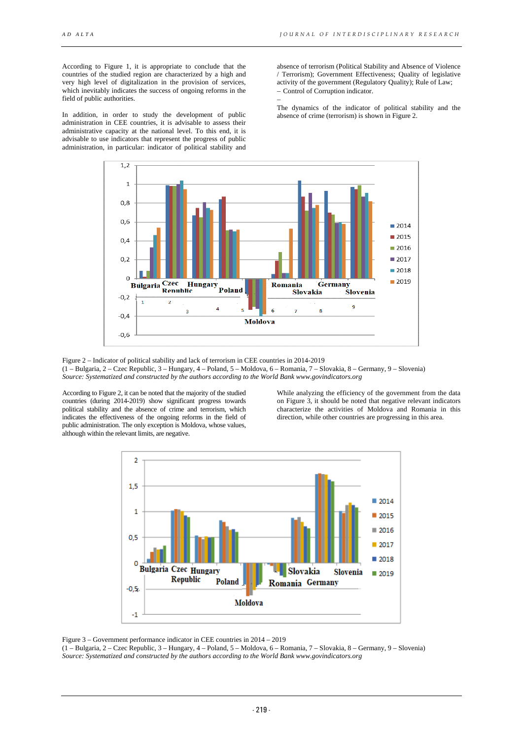According to Figure 1, it is appropriate to conclude that the countries of the studied region are characterized by a high and very high level of digitalization in the provision of services, which inevitably indicates the success of ongoing reforms in the field of public authorities.

In addition, in order to study the development of public administration in CEE countries, it is advisable to assess their administrative capacity at the national level. To this end, it is advisable to use indicators that represent the progress of public administration, in particular: indicator of political stability and absence of terrorism (Political Stability and Absence of Violence / Terrorism); Government Effectiveness; Quality of legislative activity of the government (Regulatory Quality); Rule of Law;
– Control of Corruption indicator.
–

The dynamics of the indicator of political stability and the absence of crime (terrorism) is shown in Figure 2.

Figure 2 – Indicator of political stability and lack of terrorism in CEE countries in 2014-2019
(1 – Bulgaria, 2 – Czec Republic, 3 – Hungary, 4 – Poland, 5 – Moldova, 6 – Romania, 7 – Slovakia, 8 – Germany, 9 – Slovenia)
*Source: Systematized and constructed by the authors according to the World Bank www.govindicators.org*

According to Figure 2, it can be noted that the majority of the studied countries (during 2014-2019) show significant progress towards political stability and the absence of crime and terrorism, which indicates the effectiveness of the ongoing reforms in the field of public administration. The only exception is Moldova, whose values, although within the relevant limits, are negative.

While analyzing the efficiency of the government from the data on Figure 3, it should be noted that negative relevant indicators characterize the activities of Moldova and Romania in this direction, while other countries are progressing in this area.

Figure 3 – Government performance indicator in CEE countries in 2014 – 2019
(1 – Bulgaria, 2 – Czec Republic, 3 – Hungary, 4 – Poland, 5 – Moldova, 6 – Romania, 7 – Slovakia, 8 – Germany, 9 – Slovenia)
*Source: Systematized and constructed by the authors according to the World Bank www.govindicators.org*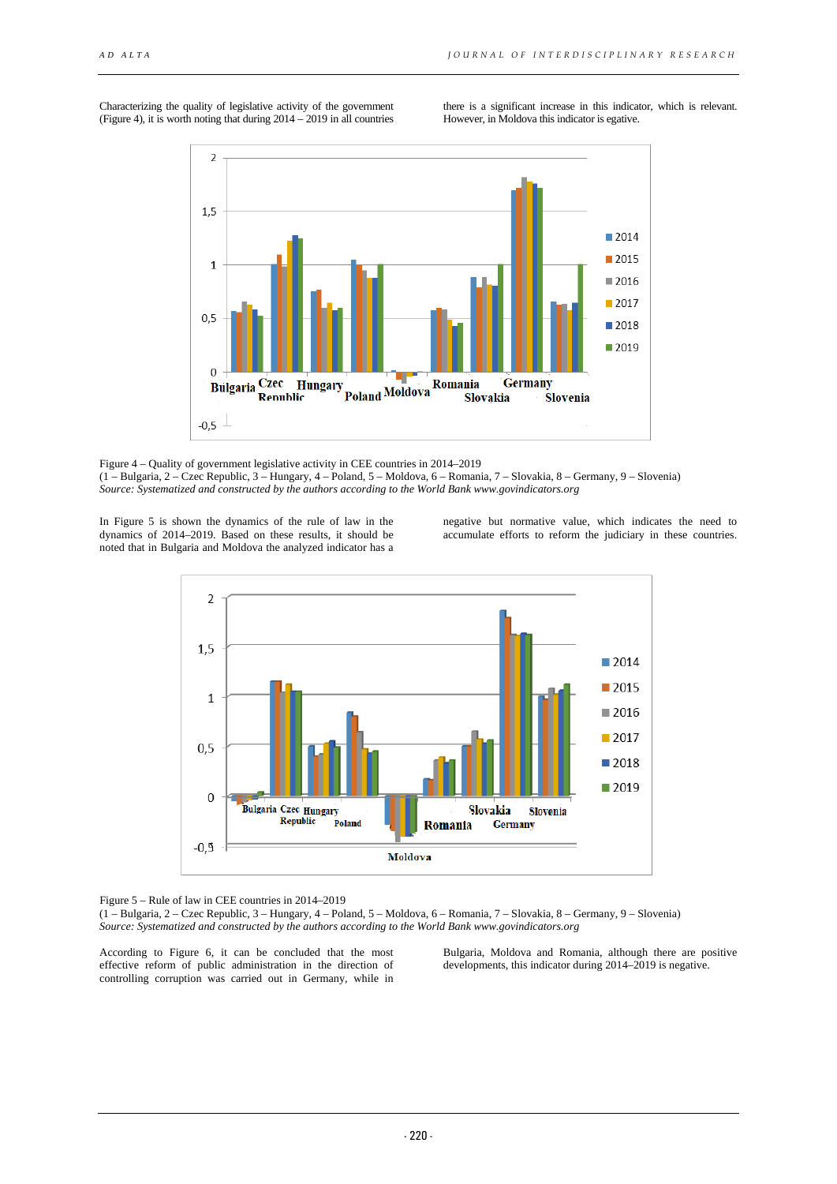Characterizing the quality of legislative activity of the government (Figure 4), it is worth noting that during 2014 – 2019 in all countries there is a significant increase in this indicator, which is relevant. However, in Moldova this indicator is egative.

Figure 4 – Quality of government legislative activity in CEE countries in 2014–2019
(1 – Bulgaria, 2 – Czec Republic, 3 – Hungary, 4 – Poland, 5 – Moldova, 6 – Romania, 7 – Slovakia, 8 – Germany, 9 – Slovenia)
*Source: Systematized and constructed by the authors according to the World Bank www.govindicators.org*

In Figure 5 is shown the dynamics of the rule of law in the dynamics of 2014–2019. Based on these results, it should be noted that in Bulgaria and Moldova the analyzed indicator has a negative but normative value, which indicates the need to accumulate efforts to reform the judiciary in these countries.

Figure 5 – Rule of law in CEE countries in 2014–2019
(1 – Bulgaria, 2 – Czec Republic, 3 – Hungary, 4 – Poland, 5 – Moldova, 6 – Romania, 7 – Slovakia, 8 – Germany, 9 – Slovenia)
*Source: Systematized and constructed by the authors according to the World Bank www.govindicators.org*

According to Figure 6, it can be concluded that the most effective reform of public administration in the direction of controlling corruption was carried out in Germany, while in Bulgaria, Moldova and Romania, although there are positive developments, this indicator during 2014–2019 is negative.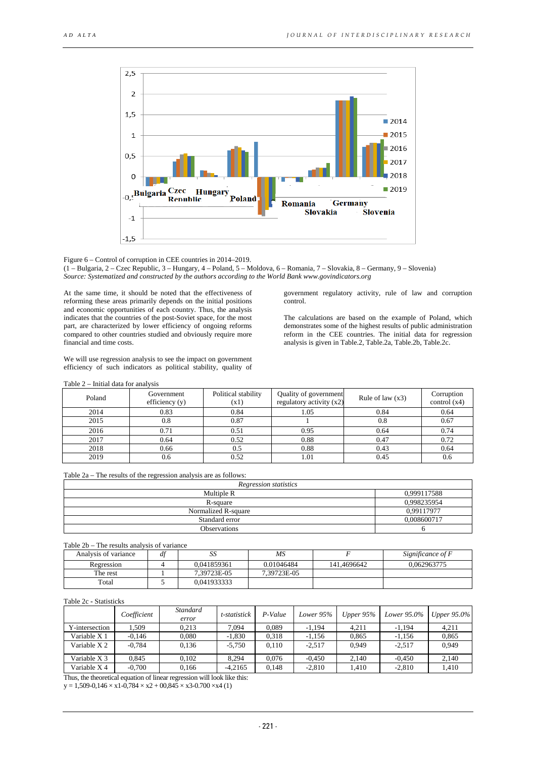Figure 6 – Control of corruption in CEE countries in 2014–2019.

(1 – Bulgaria, 2 – Czec Republic, 3 – Hungary, 4 – Poland, 5 – Moldova, 6 – Romania, 7 – Slovakia, 8 – Germany, 9 – Slovenia)

*Source: Systematized and constructed by the authors according to the World Bank www.govindicators.org*

At the same time, it should be noted that the effectiveness of reforming these areas primarily depends on the initial positions and economic opportunities of each country. Thus, the analysis indicates that the countries of the post-Soviet space, for the most part, are characterized by lower efficiency of ongoing reforms compared to other countries studied and obviously require more financial and time costs.

We will use regression analysis to see the impact on government efficiency of such indicators as political stability, quality of government regulatory activity, rule of law and corruption control.

The calculations are based on the example of Poland, which demonstrates some of the highest results of public administration reform in the CEE countries. The initial data for regression analysis is given in Table.2, Table.2a, Table.2b, Table.2c.

Table 2 – Initial data for analysis

| Poland | Government efficiency (y) | Political stability (x1) | Quality of government regulatory activity (x2) | Rule of law (x3) | Corruption control (x4) |
|---|---|---|---|---|---|
| 2014 | 0.83 | 0.84 | 1.05 | 0.84 | 0.64 |
| 2015 | 0.8 | 0.87 | 1 | 0.8 | 0.67 |
| 2016 | 0.71 | 0.51 | 0.95 | 0.64 | 0.74 |
| 2017 | 0.64 | 0.52 | 0.88 | 0.47 | 0.72 |
| 2018 | 0.66 | 0.5 | 0.88 | 0.43 | 0.64 |
| 2019 | 0.6 | 0.52 | 1.01 | 0.45 | 0.6 |

Table 2a – The results of the regression analysis are as follows:

| *Regression statistics* | |
|---|---|
| Multiple R | 0,999117588 |
| R-square | 0,998235954 |
| Normalized R-square | 0,99117977 |
| Standard error | 0,008600717 |
| Observations | 6 |

Table 2b – The results analysis of variance

| Analysis of variance | *df* | *SS* | *MS* | *F* | *Significance of F* |
|---|---|---|---|---|---|
| Regression | 4 | 0,041859361 | 0,01046484 | 141,4696642 | 0,062963775 |
| The rest | 1 | 7,39723E-05 | 7,39723E-05 | | |
| Total | 5 | 0,041933333 | | | |

Table 2c - Statisticks

| | *Coefficient* | *Standard error* | *t-statistick* | *P-Value* | *Lower 95%* | *Upper 95%* | *Lower 95.0%* | *Upper 95.0%* |
|---|---|---|---|---|---|---|---|---|
| Y-intersection | 1,509 | 0,213 | 7,094 | 0,089 | -1,194 | 4,211 | -1,194 | 4,211 |
| Variable X 1 | -0,146 | 0,080 | -1,830 | 0,318 | -1,156 | 0,865 | -1,156 | 0,865 |
| Variable X 2 | -0,784 | 0,136 | -5,750 | 0,110 | -2,517 | 0,949 | -2,517 | 0,949 |
| Variable X 3 | 0,845 | 0,102 | 8,294 | 0,076 | -0,450 | 2,140 | -0,450 | 2,140 |
| Variable X 4 | -0,700 | 0,166 | -4,2165 | 0,148 | -2,810 | 1,410 | -2,810 | 1,410 |

Thus, the theoretical equation of linear regression will look like this:

$y = 1{,}509 - 0{,}146 \times x1 - 0{,}784 \times x2 + 00{,}845 \times x3 - 0.700 \times x4$ (1)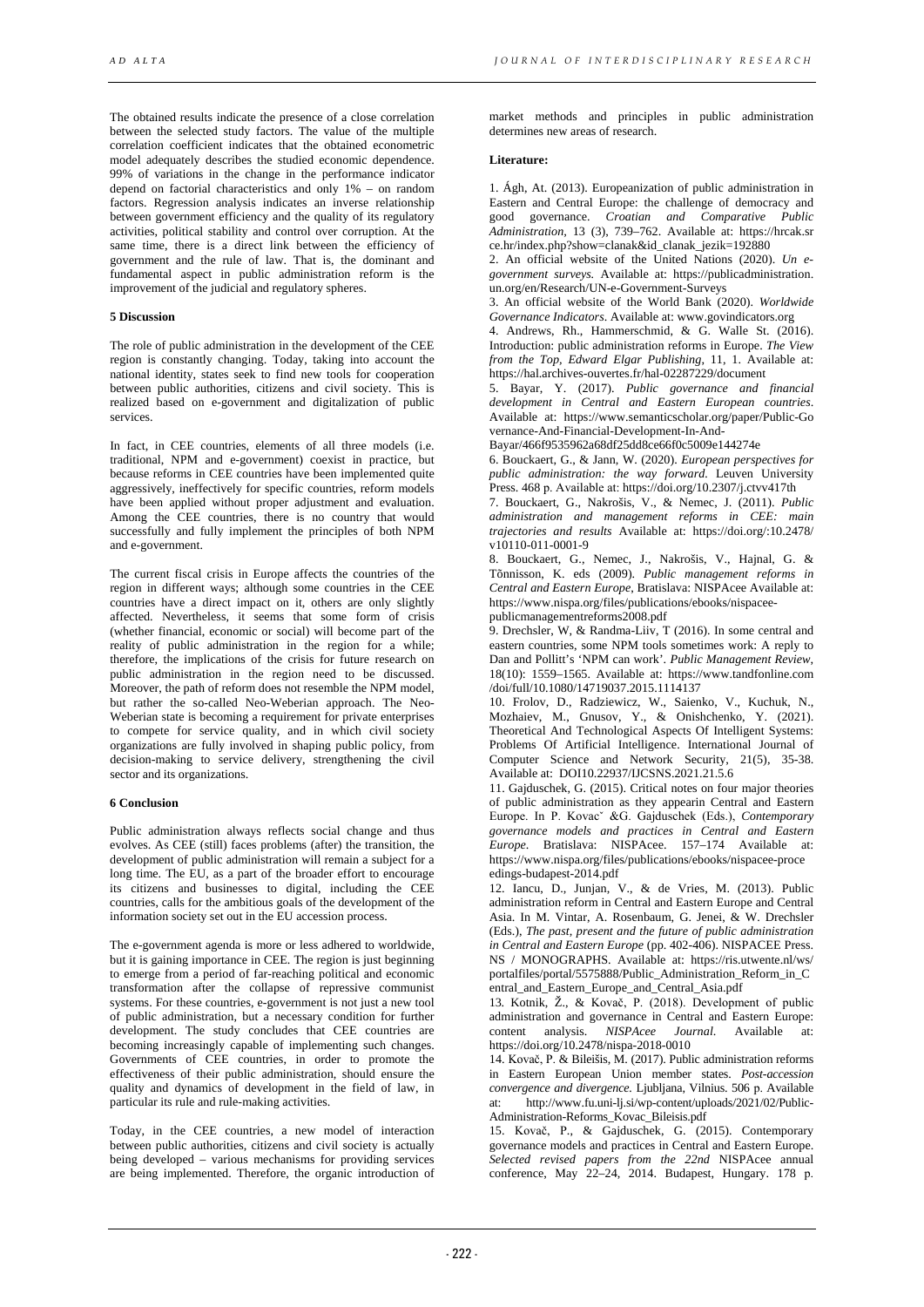The obtained results indicate the presence of a close correlation between the selected study factors. The value of the multiple correlation coefficient indicates that the obtained econometric model adequately describes the studied economic dependence. 99% of variations in the change in the performance indicator depend on factorial characteristics and only 1% – on random factors. Regression analysis indicates an inverse relationship between government efficiency and the quality of its regulatory activities, political stability and control over corruption. At the same time, there is a direct link between the efficiency of government and the rule of law. That is, the dominant and fundamental aspect in public administration reform is the improvement of the judicial and regulatory spheres.

**5 Discussion**

The role of public administration in the development of the CEE region is constantly changing. Today, taking into account the national identity, states seek to find new tools for cooperation between public authorities, citizens and civil society. This is realized based on e-government and digitalization of public services.

In fact, in CEE countries, elements of all three models (i.e. traditional, NPM and e-government) coexist in practice, but because reforms in CEE countries have been implemented quite aggressively, ineffectively for specific countries, reform models have been applied without proper adjustment and evaluation. Among the CEE countries, there is no country that would successfully and fully implement the principles of both NPM and e-government.

The current fiscal crisis in Europe affects the countries of the region in different ways; although some countries in the CEE countries have a direct impact on it, others are only slightly affected. Nevertheless, it seems that some form of crisis (whether financial, economic or social) will become part of the reality of public administration in the region for a while; therefore, the implications of the crisis for future research on public administration in the region need to be discussed. Moreover, the path of reform does not resemble the NPM model, but rather the so-called Neo-Weberian approach. The Neo-Weberian state is becoming a requirement for private enterprises to compete for service quality, and in which civil society organizations are fully involved in shaping public policy, from decision-making to service delivery, strengthening the civil sector and its organizations.

**6 Conclusion**

Public administration always reflects social change and thus evolves. As CEE (still) faces problems (after) the transition, the development of public administration will remain a subject for a long time. The EU, as a part of the broader effort to encourage its citizens and businesses to digital, including the CEE countries, calls for the ambitious goals of the development of the information society set out in the EU accession process.

The e-government agenda is more or less adhered to worldwide, but it is gaining importance in CEE. The region is just beginning to emerge from a period of far-reaching political and economic transformation after the collapse of repressive communist systems. For these countries, e-government is not just a new tool of public administration, but a necessary condition for further development. The study concludes that CEE countries are becoming increasingly capable of implementing such changes. Governments of CEE countries, in order to promote the effectiveness of their public administration, should ensure the quality and dynamics of development in the field of law, in particular its rule and rule-making activities.

Today, in the CEE countries, a new model of interaction between public authorities, citizens and civil society is actually being developed – various mechanisms for providing services are being implemented. Therefore, the organic introduction of market methods and principles in public administration determines new areas of research.

**Literature:**

1. Ágh, At. (2013). Europeanization of public administration in Eastern and Central Europe: the challenge of democracy and good governance. *Croatian and Comparative Public Administration*, 13 (3), 739–762. Available at: https://hrcak.srce.hr/index.php?show=clanak&id_clanak_jezik=192880
2. An official website of the United Nations (2020). *Un e-government surveys.* Available at: https://publicadministration.un.org/en/Research/UN-e-Government-Surveys
3. An official website of the World Bank (2020). *Worldwide Governance Indicators*. Available at: www.govindicators.org
4. Andrews, Rh., Hammerschmid, & G. Walle St. (2016). Introduction: public administration reforms in Europe. *The View from the Top, Edward Elgar Publishing*, 11, 1. Available at: https://hal.archives-ouvertes.fr/hal-02287229/document
5. Bayar, Y. (2017). *Public governance and financial development in Central and Eastern European countries*. Available at: https://www.semanticscholar.org/paper/Public-Governance-And-Financial-Development-In-And-Bayar/466f9535962a68df25dd8ce66f0c5009e144274e
6. Bouckaert, G., & Jann, W. (2020). *European perspectives for public administration: the way forward.* Leuven University Press. 468 p. Available at: https://doi.org/10.2307/j.ctvv417th
7. Bouckaert, G., Nakrošis, V., & Nemec, J. (2011). *Public administration and management reforms in CEE: main trajectories and results* Available at: https://doi.org/:10.2478/v10110-011-0001-9
8. Bouckaert, G., Nemec, J., Nakrošis, V., Hajnal, G. & Tõnnisson, K. eds (2009). *Public management reforms in Central and Eastern Europe*, Bratislava: NISPAcee Available at: https://www.nispa.org/files/publications/ebooks/nispacee-publicmanagementreforms2008.pdf
9. Drechsler, W, & Randma-Liiv, T (2016). In some central and eastern countries, some NPM tools sometimes work: A reply to Dan and Pollitt's 'NPM can work'. *Public Management Review*, 18(10): 1559–1565. Available at: https://www.tandfonline.com/doi/full/10.1080/14719037.2015.1114137
10. Frolov, D., Radziewicz, W., Saienko, V., Kuchuk, N., Mozhaiev, M., Gnusov, Y., & Onishchenko, Y. (2021). Theoretical And Technological Aspects Of Intelligent Systems: Problems Of Artificial Intelligence. International Journal of Computer Science and Network Security, 21(5), 35-38. Available at: DOI10.22937/IJCSNS.2021.21.5.6
11. Gajduschek, G. (2015). Critical notes on four major theories of public administration as they appearin Central and Eastern Europe. In P. Kovacˇ &G. Gajduschek (Eds.), *Contemporary governance models and practices in Central and Eastern Europe*. Bratislava: NISPAcee. 157–174 Available at: https://www.nispa.org/files/publications/ebooks/nispacee-proceedings-budapest-2014.pdf
12. Iancu, D., Junjan, V., & de Vries, M. (2013). Public administration reform in Central and Eastern Europe and Central Asia. In M. Vintar, A. Rosenbaum, G. Jenei, & W. Drechsler (Eds.), *The past, present and the future of public administration in Central and Eastern Europe* (pp. 402-406). NISPACEE Press. NS / MONOGRAPHS. Available at: https://ris.utwente.nl/ws/portalfiles/portal/5575888/Public_Administration_Reform_in_Central_and_Eastern_Europe_and_Central_Asia.pdf
13. Kotnik, Ž., & Kovač, P. (2018). Development of public administration and governance in Central and Eastern Europe: content analysis. *NISPAcee Journal.* Available at: https://doi.org/10.2478/nispa-2018-0010
14. Kovač, P. & Bileišis, M. (2017). Public administration reforms in Eastern European Union member states. *Post-accession convergence and divergence.* Ljubljana, Vilnius. 506 p. Available at: http://www.fu.uni-lj.si/wp-content/uploads/2021/02/Public-Administration-Reforms_Kovac_Bileisis.pdf
15. Kovač, P., & Gajduschek, G. (2015). Contemporary governance models and practices in Central and Eastern Europe. *Selected revised papers from the 22nd* NISPAcee annual conference, May 22–24, 2014. Budapest, Hungary. 178 p.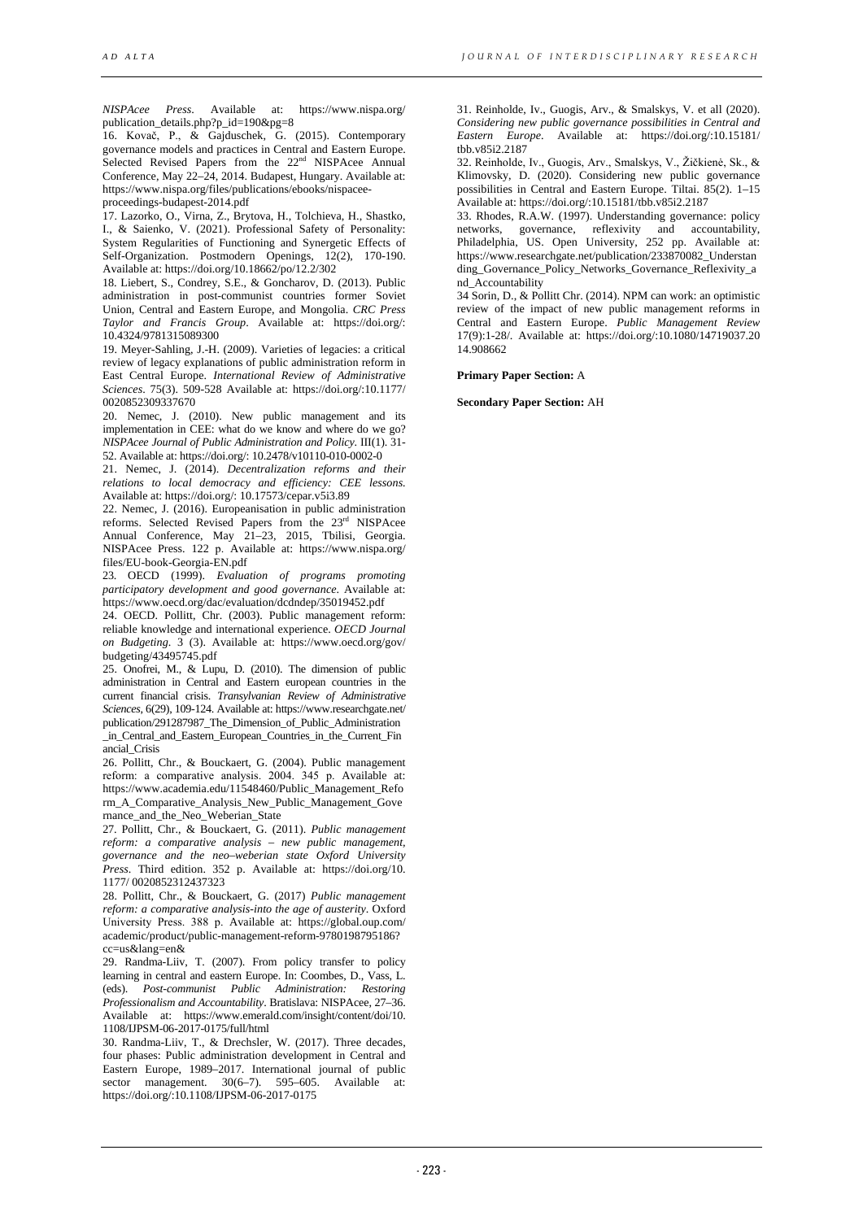*NISPAcee Press*. Available at: https://www.nispa.org/publication_details.php?p_id=190&pg=8

16. Kovač, P., & Gajduschek, G. (2015). Contemporary governance models and practices in Central and Eastern Europe. Selected Revised Papers from the 22nd NISPAcee Annual Conference, May 22–24, 2014. Budapest, Hungary. Available at: https://www.nispa.org/files/publications/ebooks/nispacee-proceedings-budapest-2014.pdf

17. Lazorko, O., Virna, Z., Brytova, H., Tolchieva, H., Shastko, I., & Saienko, V. (2021). Professional Safety of Personality: System Regularities of Functioning and Synergetic Effects of Self-Organization. Postmodern Openings, 12(2), 170-190. Available at: https://doi.org/10.18662/po/12.2/302

18. Liebert, S., Condrey, S.E., & Goncharov, D. (2013). Public administration in post-communist countries former Soviet Union, Central and Eastern Europe, and Mongolia. *CRC Press Taylor and Francis Group*. Available at: https://doi.org/: 10.4324/9781315089300

19. Meyer-Sahling, J.-H. (2009). Varieties of legacies: a critical review of legacy explanations of public administration reform in East Central Europe. *International Review of Administrative Sciences*. 75(3). 509-528 Available at: https://doi.org/:10.1177/0020852309337670

20. Nemec, J. (2010). New public management and its implementation in CEE: what do we know and where do we go? *NISPAcee Journal of Public Administration and Policy*. III(1). 31-52. Available at: https://doi.org/: 10.2478/v10110-010-0002-0

21. Nemec, J. (2014). *Decentralization reforms and their relations to local democracy and efficiency: CEE lessons.* Available at: https://doi.org/: 10.17573/cepar.v5i3.89

22. Nemec, J. (2016). Europeanisation in public administration reforms. Selected Revised Papers from the 23rd NISPAcee Annual Conference, May 21–23, 2015, Tbilisi, Georgia. NISPAcee Press. 122 p. Available at: https://www.nispa.org/files/EU-book-Georgia-EN.pdf

23. OECD (1999). *Evaluation of programs promoting participatory development and good governance*. Available at: https://www.oecd.org/dac/evaluation/dcdndep/35019452.pdf

24. OECD. Pollitt, Chr. (2003). Public management reform: reliable knowledge and international experience. *OECD Journal on Budgeting*. 3 (3). Available at: https://www.oecd.org/gov/budgeting/43495745.pdf

25. Onofrei, M., & Lupu, D. (2010). The dimension of public administration in Central and Eastern european countries in the current financial crisis. *Transylvanian Review of Administrative Sciences*, 6(29), 109-124. Available at: https://www.researchgate.net/publication/291287987_The_Dimension_of_Public_Administration_in_Central_and_Eastern_European_Countries_in_the_Current_Financial_Crisis

26. Pollitt, Chr., & Bouckaert, G. (2004). Public management reform: a comparative analysis. 2004. 345 p. Available at: https://www.academia.edu/11548460/Public_Management_Reform_A_Comparative_Analysis_New_Public_Management_Governance_and_the_Neo_Weberian_State

27. Pollitt, Chr., & Bouckaert, G. (2011). *Public management reform: a comparative analysis – new public management, governance and the neo–weberian state Oxford University Press*. Third edition. 352 p. Available at: https://doi.org/10.1177/ 0020852312437323

28. Pollitt, Chr., & Bouckaert, G. (2017) *Public management reform: a comparative analysis-into the age of austerity*. Oxford University Press. 388 p. Available at: https://global.oup.com/academic/product/public-management-reform-9780198795186?cc=us&lang=en&

29. Randma-Liiv, T. (2007). From policy transfer to policy learning in central and eastern Europe. In: Coombes, D., Vass, L. (eds). *Post-communist Public Administration: Restoring Professionalism and Accountability*. Bratislava: NISPAcee, 27–36. Available at: https://www.emerald.com/insight/content/doi/10.1108/IJPSM-06-2017-0175/full/html

30. Randma-Liiv, T., & Drechsler, W. (2017). Three decades, four phases: Public administration development in Central and Eastern Europe, 1989–2017. International journal of public sector management. 30(6–7). 595–605. Available at: https://doi.org/:10.1108/IJPSM-06-2017-0175

31. Reinholde, Iv., Guogis, Arv., & Smalskys, V. et all (2020). *Considering new public governance possibilities in Central and Eastern Europe*. Available at: https://doi.org/:10.15181/tbb.v85i2.2187

32. Reinholde, Iv., Guogis, Arv., Smalskys, V., Žičkienė, Sk., & Klimovsky, D. (2020). Considering new public governance possibilities in Central and Eastern Europe. Tiltai. 85(2). 1–15 Available at: https://doi.org/:10.15181/tbb.v85i2.2187

33. Rhodes, R.A.W. (1997). Understanding governance: policy networks, governance, reflexivity and accountability, Philadelphia, US. Open University, 252 pp. Available at: https://www.researchgate.net/publication/233870082_Understanding_Governance_Policy_Networks_Governance_Reflexivity_and_Accountability

34 Sorin, D., & Pollitt Chr. (2014). NPM can work: an optimistic review of the impact of new public management reforms in Central and Eastern Europe. *Public Management Review* 17(9):1-28/. Available at: https://doi.org/:10.1080/14719037.2014.908662

**Primary Paper Section:** A

**Secondary Paper Section:** AH